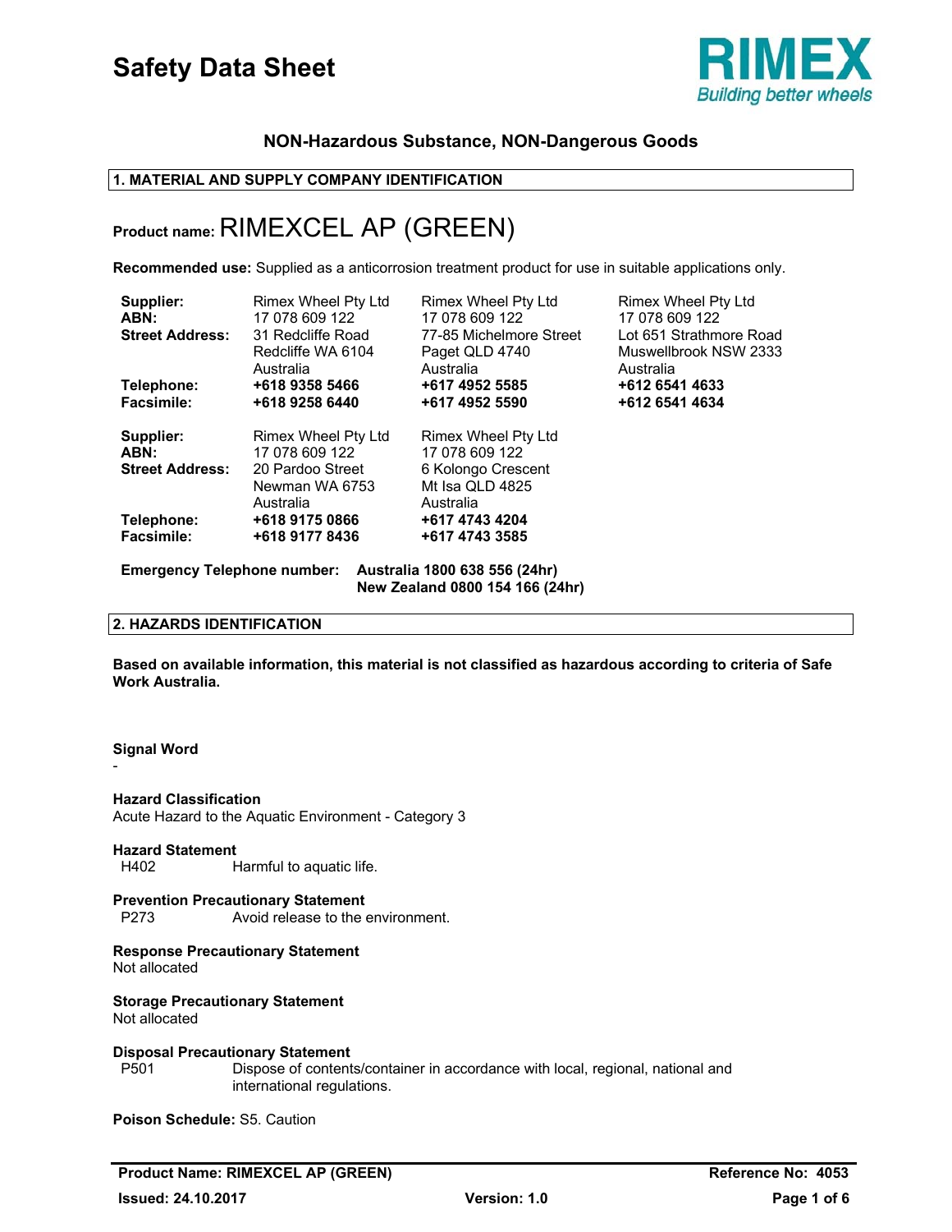# Safety Data Sheet

RIMEX
*Building better wheels*

**NON-Hazardous Substance, NON-Dangerous Goods**

## 1. MATERIAL AND SUPPLY COMPANY IDENTIFICATION

**Product name:** RIMEXCEL AP (GREEN)

**Recommended use:** Supplied as an anticorrosion treatment product for use in suitable applications only.

| | | | |
|---|---|---|---|
| **Supplier:** | Rimex Wheel Pty Ltd | Rimex Wheel Pty Ltd | Rimex Wheel Pty Ltd |
| **ABN:** | 17 078 609 122 | 17 078 609 122 | 17 078 609 122 |
| **Street Address:** | 31 Redcliffe Road<br>Redcliffe WA 6104<br>Australia | 77-85 Michelmore Street<br>Paget QLD 4740<br>Australia | Lot 651 Strathmore Road<br>Muswellbrook NSW 2333<br>Australia |
| **Telephone:** | **+618 9358 5466** | **+617 4952 5585** | **+612 6541 4633** |
| **Facsimile:** | **+618 9258 6440** | **+617 4952 5590** | **+612 6541 4634** |

| | | |
|---|---|---|
| **Supplier:** | Rimex Wheel Pty Ltd | Rimex Wheel Pty Ltd |
| **ABN:** | 17 078 609 122 | 17 078 609 122 |
| **Street Address:** | 20 Pardoo Street<br>Newman WA 6753<br>Australia | 6 Kolongo Crescent<br>Mt Isa QLD 4825<br>Australia |
| **Telephone:** | **+618 9175 0866** | **+617 4743 4204** |
| **Facsimile:** | **+618 9177 8436** | **+617 4743 3585** |

**Emergency Telephone number:** **Australia 1800 638 556 (24hr)**
**New Zealand 0800 154 166 (24hr)**

## 2. HAZARDS IDENTIFICATION

**Based on available information, this material is not classified as hazardous according to criteria of Safe Work Australia.**

**Signal Word**
-

**Hazard Classification**
Acute Hazard to the Aquatic Environment - Category 3

**Hazard Statement**
H402 Harmful to aquatic life.

**Prevention Precautionary Statement**
P273 Avoid release to the environment.

**Response Precautionary Statement**
Not allocated

**Storage Precautionary Statement**
Not allocated

**Disposal Precautionary Statement**
P501 Dispose of contents/container in accordance with local, regional, national and international regulations.

**Poison Schedule:** S5. Caution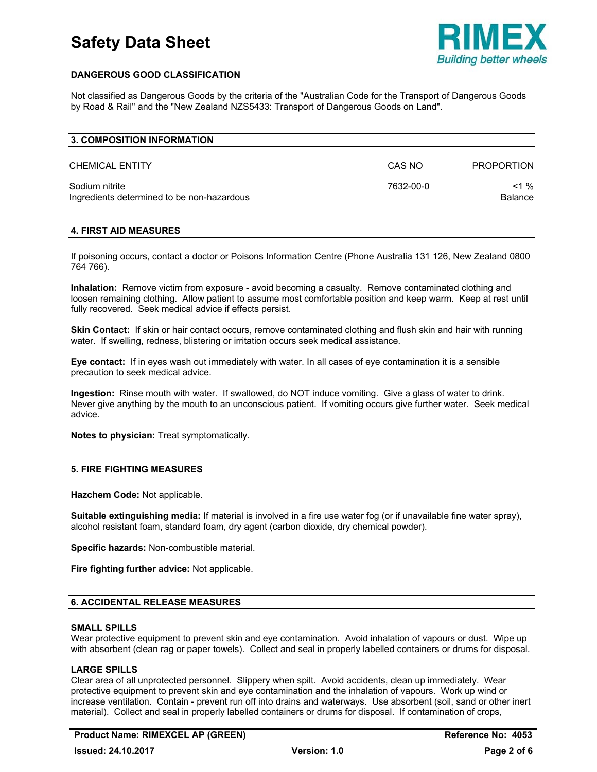# Safety Data Sheet

RIMEX
*Building better wheels*

**DANGEROUS GOOD CLASSIFICATION**

Not classified as Dangerous Goods by the criteria of the "Australian Code for the Transport of Dangerous Goods by Road & Rail" and the "New Zealand NZS5433: Transport of Dangerous Goods on Land".

## 3. COMPOSITION INFORMATION

| CHEMICAL ENTITY | CAS NO | PROPORTION |
|---|---|---|
| Sodium nitrite | 7632-00-0 | <1 % |
| Ingredients determined to be non-hazardous | | Balance |

## 4. FIRST AID MEASURES

If poisoning occurs, contact a doctor or Poisons Information Centre (Phone Australia 131 126, New Zealand 0800 764 766).

**Inhalation:** Remove victim from exposure - avoid becoming a casualty. Remove contaminated clothing and loosen remaining clothing. Allow patient to assume most comfortable position and keep warm. Keep at rest until fully recovered. Seek medical advice if effects persist.

**Skin Contact:** If skin or hair contact occurs, remove contaminated clothing and flush skin and hair with running water. If swelling, redness, blistering or irritation occurs seek medical assistance.

**Eye contact:** If in eyes wash out immediately with water. In all cases of eye contamination it is a sensible precaution to seek medical advice.

**Ingestion:** Rinse mouth with water. If swallowed, do NOT induce vomiting. Give a glass of water to drink. Never give anything by the mouth to an unconscious patient. If vomiting occurs give further water. Seek medical advice.

**Notes to physician:** Treat symptomatically.

## 5. FIRE FIGHTING MEASURES

**Hazchem Code:** Not applicable.

**Suitable extinguishing media:** If material is involved in a fire use water fog (or if unavailable fine water spray), alcohol resistant foam, standard foam, dry agent (carbon dioxide, dry chemical powder).

**Specific hazards:** Non-combustible material.

**Fire fighting further advice:** Not applicable.

## 6. ACCIDENTAL RELEASE MEASURES

**SMALL SPILLS**
Wear protective equipment to prevent skin and eye contamination. Avoid inhalation of vapours or dust. Wipe up with absorbent (clean rag or paper towels). Collect and seal in properly labelled containers or drums for disposal.

**LARGE SPILLS**
Clear area of all unprotected personnel. Slippery when spilt. Avoid accidents, clean up immediately. Wear protective equipment to prevent skin and eye contamination and the inhalation of vapours. Work up wind or increase ventilation. Contain - prevent run off into drains and waterways. Use absorbent (soil, sand or other inert material). Collect and seal in properly labelled containers or drums for disposal. If contamination of crops,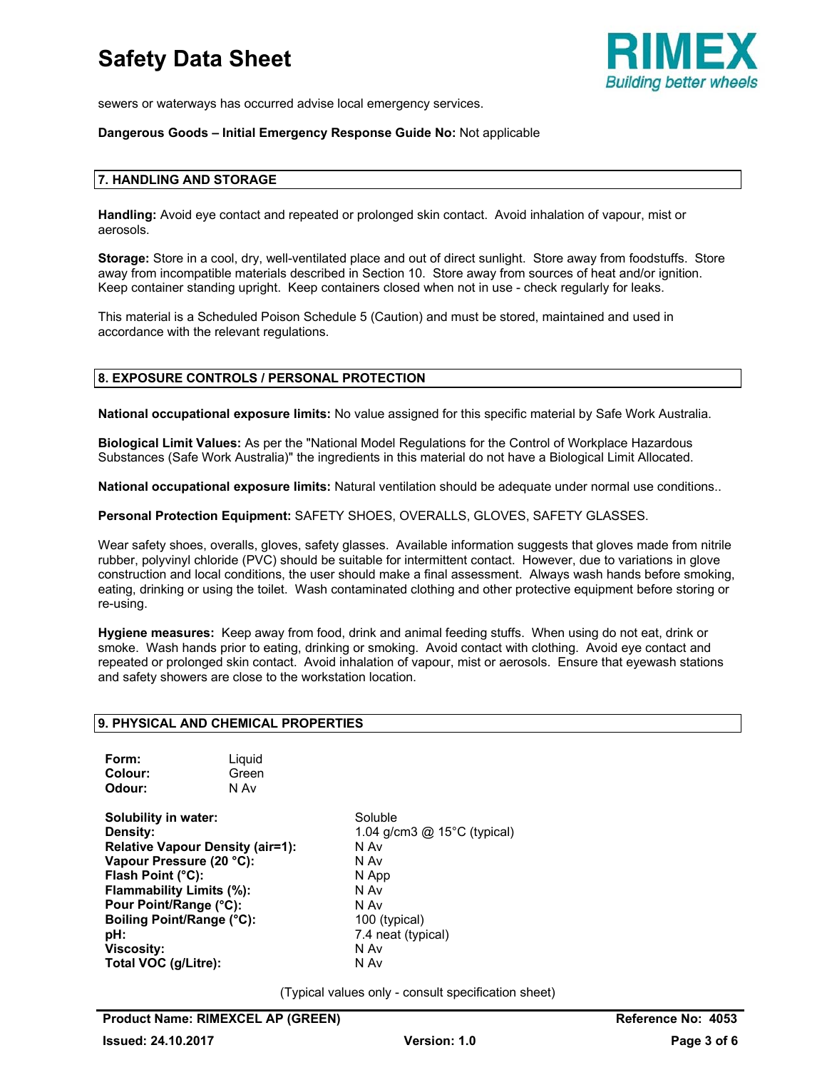sewers or waterways has occurred advise local emergency services.

**Dangerous Goods – Initial Emergency Response Guide No:** Not applicable

## 7. HANDLING AND STORAGE

**Handling:** Avoid eye contact and repeated or prolonged skin contact. Avoid inhalation of vapour, mist or aerosols.

**Storage:** Store in a cool, dry, well-ventilated place and out of direct sunlight. Store away from foodstuffs. Store away from incompatible materials described in Section 10. Store away from sources of heat and/or ignition. Keep container standing upright. Keep containers closed when not in use - check regularly for leaks.

This material is a Scheduled Poison Schedule 5 (Caution) and must be stored, maintained and used in accordance with the relevant regulations.

## 8. EXPOSURE CONTROLS / PERSONAL PROTECTION

**National occupational exposure limits:** No value assigned for this specific material by Safe Work Australia.

**Biological Limit Values:** As per the "National Model Regulations for the Control of Workplace Hazardous Substances (Safe Work Australia)" the ingredients in this material do not have a Biological Limit Allocated.

**National occupational exposure limits:** Natural ventilation should be adequate under normal use conditions..

**Personal Protection Equipment:** SAFETY SHOES, OVERALLS, GLOVES, SAFETY GLASSES.

Wear safety shoes, overalls, gloves, safety glasses. Available information suggests that gloves made from nitrile rubber, polyvinyl chloride (PVC) should be suitable for intermittent contact. However, due to variations in glove construction and local conditions, the user should make a final assessment. Always wash hands before smoking, eating, drinking or using the toilet. Wash contaminated clothing and other protective equipment before storing or re-using.

**Hygiene measures:** Keep away from food, drink and animal feeding stuffs. When using do not eat, drink or smoke. Wash hands prior to eating, drinking or smoking. Avoid contact with clothing. Avoid eye contact and repeated or prolonged skin contact. Avoid inhalation of vapour, mist or aerosols. Ensure that eyewash stations and safety showers are close to the workstation location.

## 9. PHYSICAL AND CHEMICAL PROPERTIES

| | |
|---|---|
| **Form:** | Liquid |
| **Colour:** | Green |
| **Odour:** | N Av |

| | |
|---|---|
| **Solubility in water:** | Soluble |
| **Density:** | 1.04 g/cm3 @ 15°C (typical) |
| **Relative Vapour Density (air=1):** | N Av |
| **Vapour Pressure (20 °C):** | N Av |
| **Flash Point (°C):** | N App |
| **Flammability Limits (%):** | N Av |
| **Pour Point/Range (°C):** | N Av |
| **Boiling Point/Range (°C):** | 100 (typical) |
| **pH:** | 7.4 neat (typical) |
| **Viscosity:** | N Av |
| **Total VOC (g/Litre):** | N Av |

(Typical values only - consult specification sheet)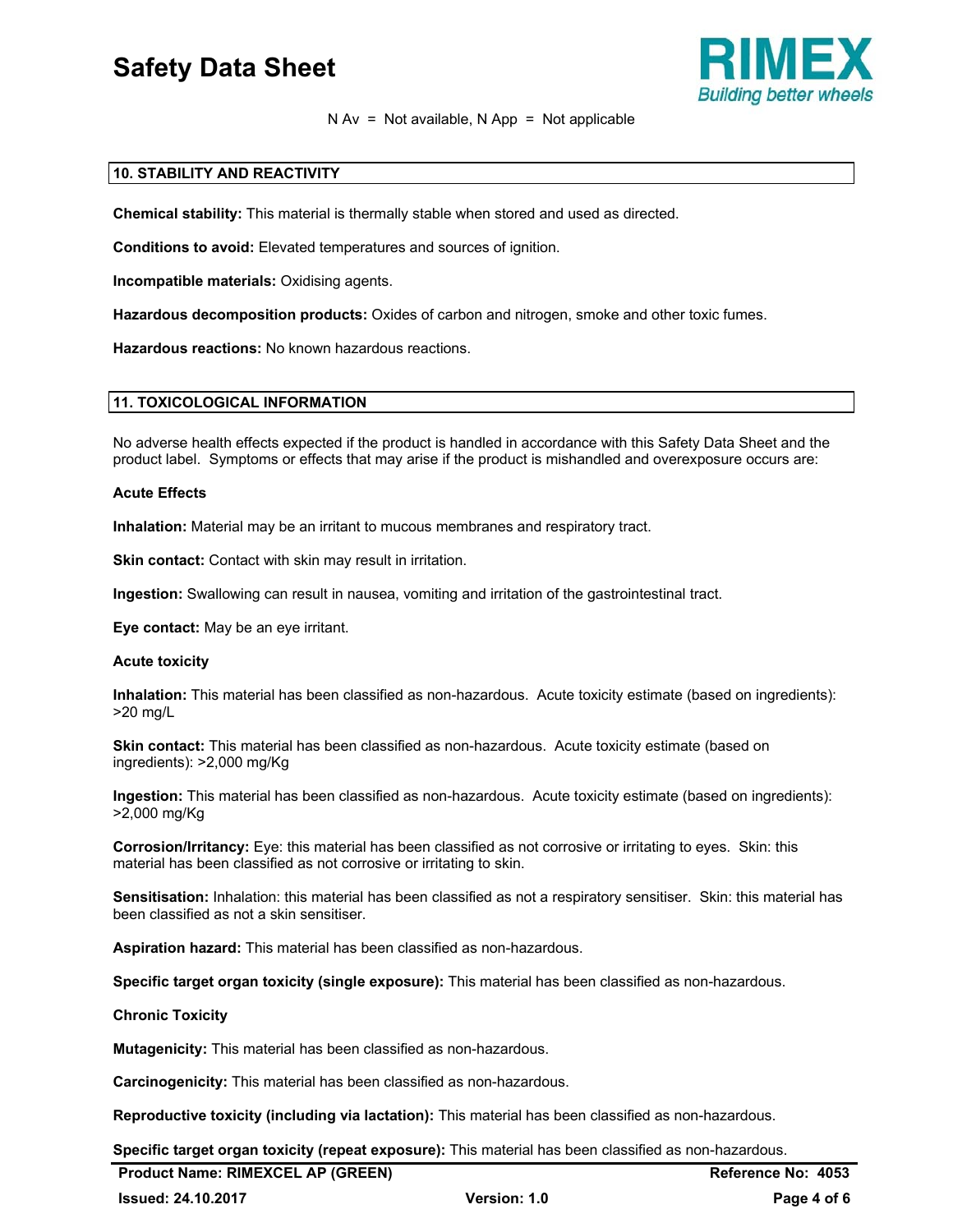N Av = Not available, N App = Not applicable

## 10. STABILITY AND REACTIVITY

**Chemical stability:** This material is thermally stable when stored and used as directed.

**Conditions to avoid:** Elevated temperatures and sources of ignition.

**Incompatible materials:** Oxidising agents.

**Hazardous decomposition products:** Oxides of carbon and nitrogen, smoke and other toxic fumes.

**Hazardous reactions:** No known hazardous reactions.

## 11. TOXICOLOGICAL INFORMATION

No adverse health effects expected if the product is handled in accordance with this Safety Data Sheet and the product label. Symptoms or effects that may arise if the product is mishandled and overexposure occurs are:

**Acute Effects**

**Inhalation:** Material may be an irritant to mucous membranes and respiratory tract.

**Skin contact:** Contact with skin may result in irritation.

**Ingestion:** Swallowing can result in nausea, vomiting and irritation of the gastrointestinal tract.

**Eye contact:** May be an eye irritant.

**Acute toxicity**

**Inhalation:** This material has been classified as non-hazardous. Acute toxicity estimate (based on ingredients): >20 mg/L

**Skin contact:** This material has been classified as non-hazardous. Acute toxicity estimate (based on ingredients): >2,000 mg/Kg

**Ingestion:** This material has been classified as non-hazardous. Acute toxicity estimate (based on ingredients): >2,000 mg/Kg

**Corrosion/Irritancy:** Eye: this material has been classified as not corrosive or irritating to eyes. Skin: this material has been classified as not corrosive or irritating to skin.

**Sensitisation:** Inhalation: this material has been classified as not a respiratory sensitiser. Skin: this material has been classified as not a skin sensitiser.

**Aspiration hazard:** This material has been classified as non-hazardous.

**Specific target organ toxicity (single exposure):** This material has been classified as non-hazardous.

**Chronic Toxicity**

**Mutagenicity:** This material has been classified as non-hazardous.

**Carcinogenicity:** This material has been classified as non-hazardous.

**Reproductive toxicity (including via lactation):** This material has been classified as non-hazardous.

**Specific target organ toxicity (repeat exposure):** This material has been classified as non-hazardous.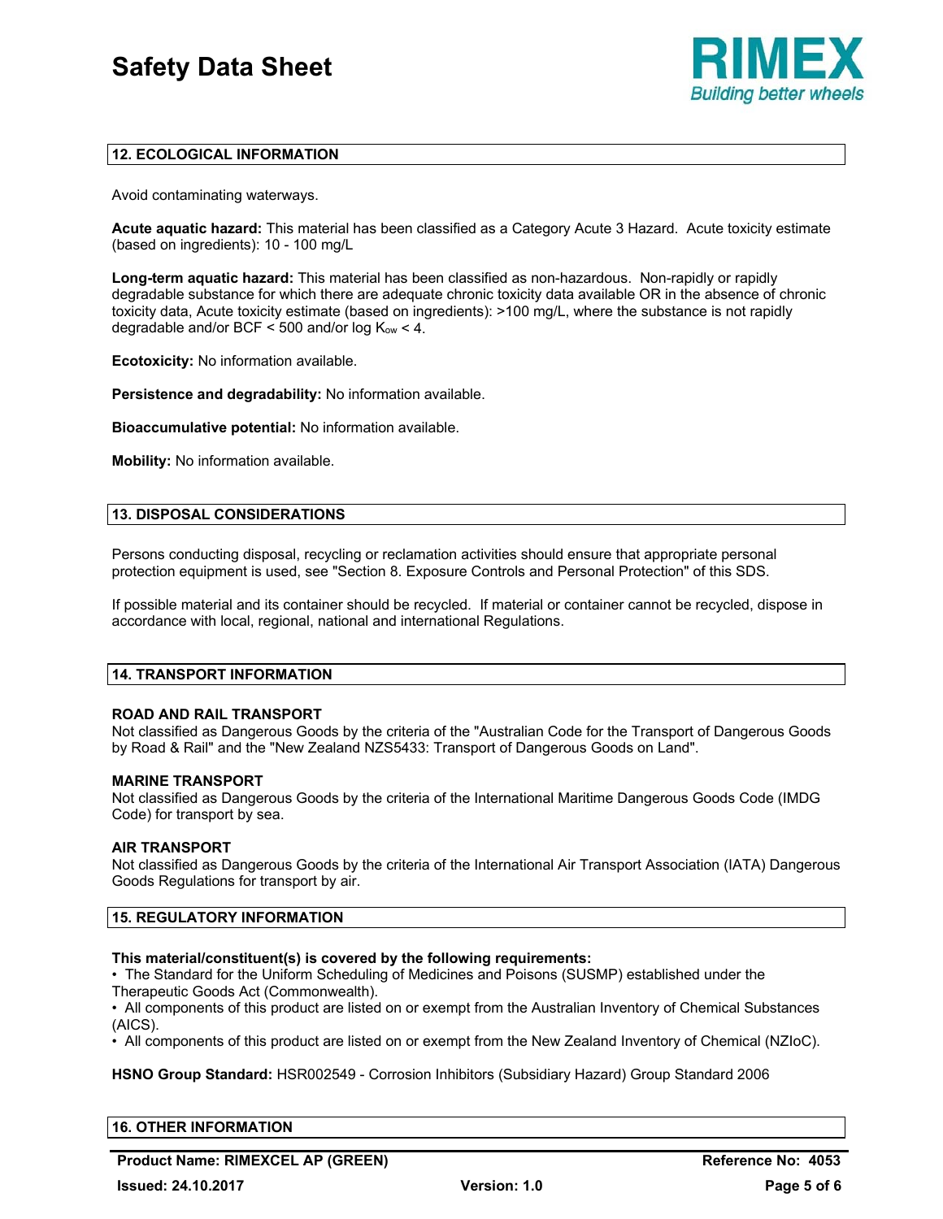## 12. ECOLOGICAL INFORMATION

Avoid contaminating waterways.

**Acute aquatic hazard:** This material has been classified as a Category Acute 3 Hazard. Acute toxicity estimate (based on ingredients): 10 - 100 mg/L

**Long-term aquatic hazard:** This material has been classified as non-hazardous. Non-rapidly or rapidly degradable substance for which there are adequate chronic toxicity data available OR in the absence of chronic toxicity data, Acute toxicity estimate (based on ingredients): >100 mg/L, where the substance is not rapidly degradable and/or BCF < 500 and/or log $K_{ow}$ < 4.

**Ecotoxicity:** No information available.

**Persistence and degradability:** No information available.

**Bioaccumulative potential:** No information available.

**Mobility:** No information available.

## 13. DISPOSAL CONSIDERATIONS

Persons conducting disposal, recycling or reclamation activities should ensure that appropriate personal protection equipment is used, see "Section 8. Exposure Controls and Personal Protection" of this SDS.

If possible material and its container should be recycled. If material or container cannot be recycled, dispose in accordance with local, regional, national and international Regulations.

## 14. TRANSPORT INFORMATION

**ROAD AND RAIL TRANSPORT**
Not classified as Dangerous Goods by the criteria of the "Australian Code for the Transport of Dangerous Goods by Road & Rail" and the "New Zealand NZS5433: Transport of Dangerous Goods on Land".

**MARINE TRANSPORT**
Not classified as Dangerous Goods by the criteria of the International Maritime Dangerous Goods Code (IMDG Code) for transport by sea.

**AIR TRANSPORT**
Not classified as Dangerous Goods by the criteria of the International Air Transport Association (IATA) Dangerous Goods Regulations for transport by air.

## 15. REGULATORY INFORMATION

**This material/constituent(s) is covered by the following requirements:**

- The Standard for the Uniform Scheduling of Medicines and Poisons (SUSMP) established under the Therapeutic Goods Act (Commonwealth).
- All components of this product are listed on or exempt from the Australian Inventory of Chemical Substances (AICS).
- All components of this product are listed on or exempt from the New Zealand Inventory of Chemical (NZIoC).

**HSNO Group Standard:** HSR002549 - Corrosion Inhibitors (Subsidiary Hazard) Group Standard 2006

## 16. OTHER INFORMATION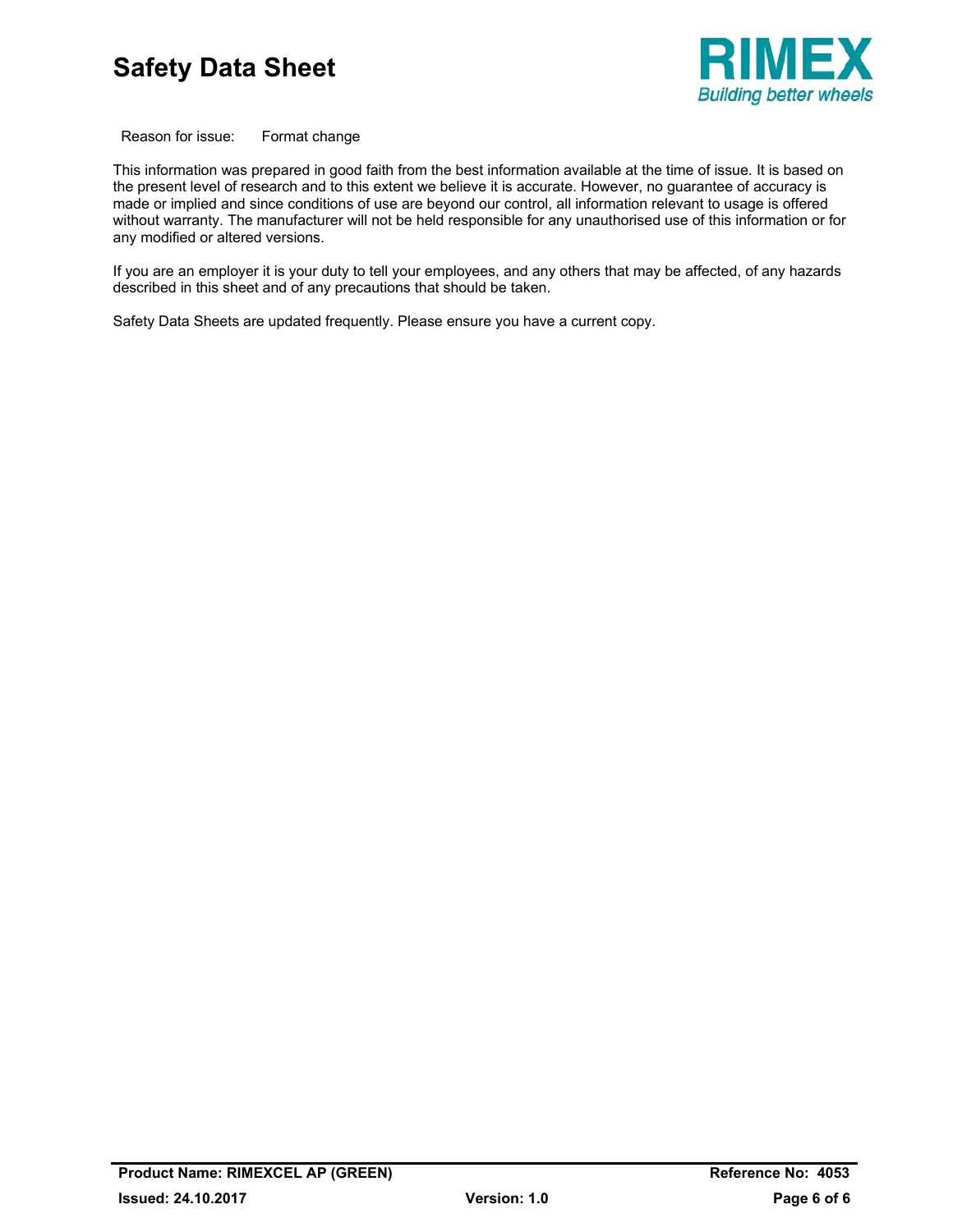Reason for issue:      Format change

This information was prepared in good faith from the best information available at the time of issue. It is based on the present level of research and to this extent we believe it is accurate. However, no guarantee of accuracy is made or implied and since conditions of use are beyond our control, all information relevant to usage is offered without warranty. The manufacturer will not be held responsible for any unauthorised use of this information or for any modified or altered versions.

If you are an employer it is your duty to tell your employees, and any others that may be affected, of any hazards described in this sheet and of any precautions that should be taken.

Safety Data Sheets are updated frequently. Please ensure you have a current copy.